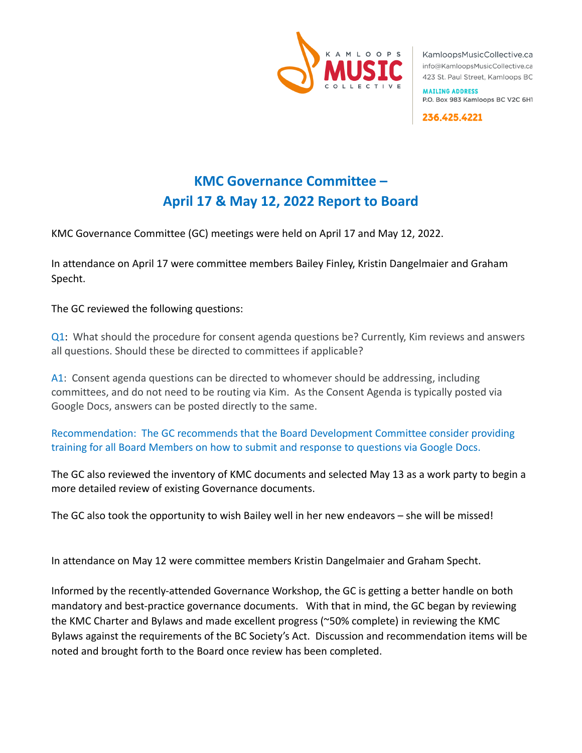KamloopsMusicCollective.ca
info@KamloopsMusicCollective.ca
423 St. Paul Street, Kamloops BC

**MAILING ADDRESS**
P.O. Box 983 Kamloops BC V2C 6H1

**236.425.4221**

# KMC Governance Committee – April 17 & May 12, 2022 Report to Board

KMC Governance Committee (GC) meetings were held on April 17 and May 12, 2022.

In attendance on April 17 were committee members Bailey Finley, Kristin Dangelmaier and Graham Specht.

The GC reviewed the following questions:

Q1: What should the procedure for consent agenda questions be? Currently, Kim reviews and answers all questions. Should these be directed to committees if applicable?

A1: Consent agenda questions can be directed to whomever should be addressing, including committees, and do not need to be routing via Kim. As the Consent Agenda is typically posted via Google Docs, answers can be posted directly to the same.

Recommendation: The GC recommends that the Board Development Committee consider providing training for all Board Members on how to submit and response to questions via Google Docs.

The GC also reviewed the inventory of KMC documents and selected May 13 as a work party to begin a more detailed review of existing Governance documents.

The GC also took the opportunity to wish Bailey well in her new endeavors – she will be missed!

In attendance on May 12 were committee members Kristin Dangelmaier and Graham Specht.

Informed by the recently-attended Governance Workshop, the GC is getting a better handle on both mandatory and best-practice governance documents. With that in mind, the GC began by reviewing the KMC Charter and Bylaws and made excellent progress (~50% complete) in reviewing the KMC Bylaws against the requirements of the BC Society's Act. Discussion and recommendation items will be noted and brought forth to the Board once review has been completed.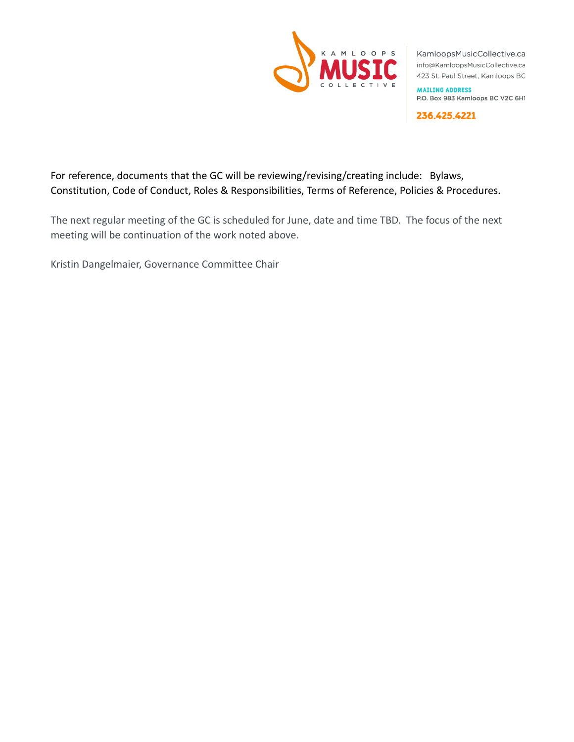For reference, documents that the GC will be reviewing/revising/creating include: Bylaws, Constitution, Code of Conduct, Roles & Responsibilities, Terms of Reference, Policies & Procedures.

The next regular meeting of the GC is scheduled for June, date and time TBD. The focus of the next meeting will be continuation of the work noted above.

Kristin Dangelmaier, Governance Committee Chair